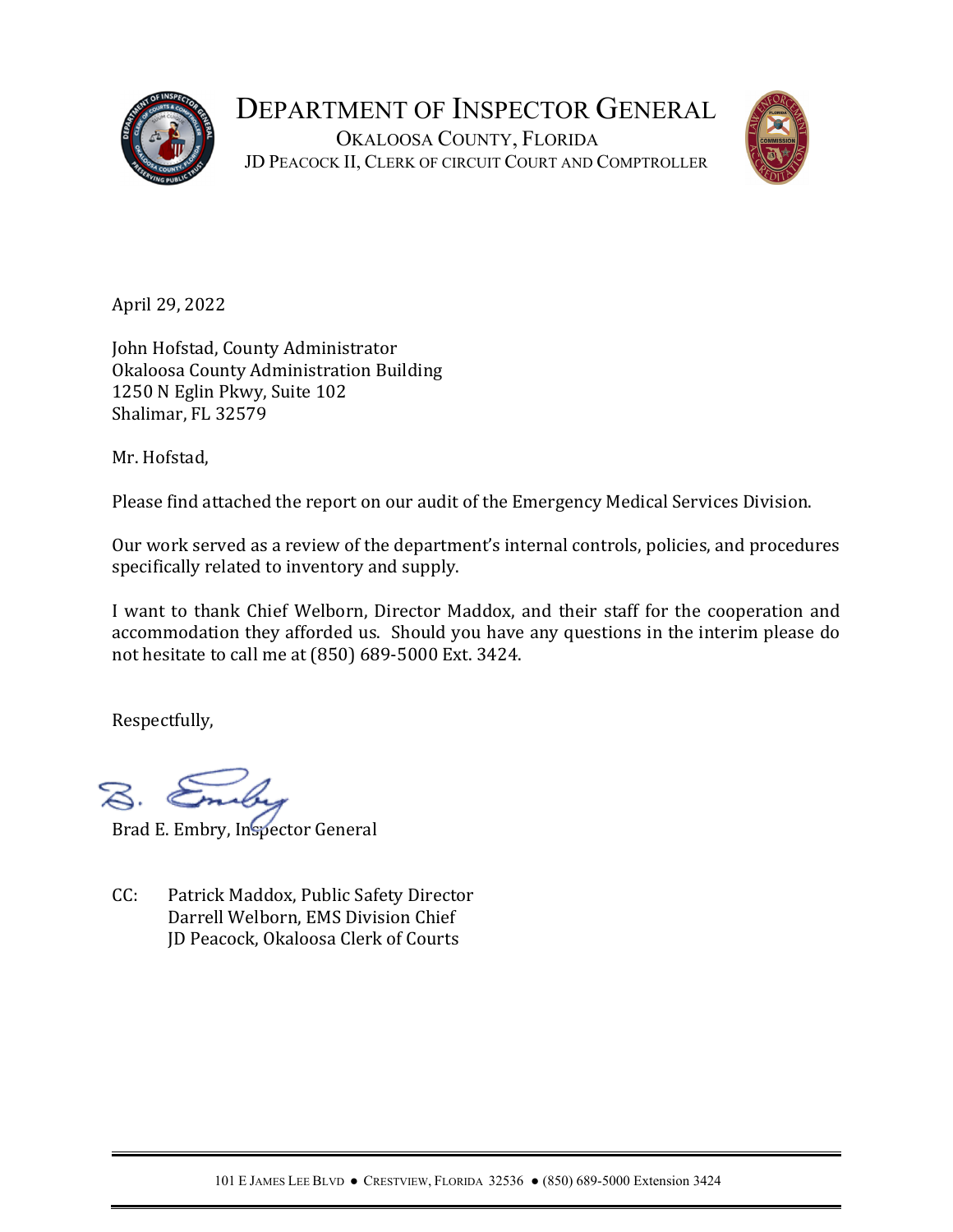# DEPARTMENT OF INSPECTOR GENERAL

OKALOOSA COUNTY, FLORIDA
JD PEACOCK II, CLERK OF CIRCUIT COURT AND COMPTROLLER

April 29, 2022

John Hofstad, County Administrator
Okaloosa County Administration Building
1250 N Eglin Pkwy, Suite 102
Shalimar, FL 32579

Mr. Hofstad,

Please find attached the report on our audit of the Emergency Medical Services Division.

Our work served as a review of the department's internal controls, policies, and procedures specifically related to inventory and supply.

I want to thank Chief Welborn, Director Maddox, and their staff for the cooperation and accommodation they afforded us. Should you have any questions in the interim please do not hesitate to call me at (850) 689-5000 Ext. 3424.

Respectfully,

Brad E. Embry, Inspector General

CC: Patrick Maddox, Public Safety Director
Darrell Welborn, EMS Division Chief
JD Peacock, Okaloosa Clerk of Courts

101 E JAMES LEE BLVD ● CRESTVIEW, FLORIDA 32536 ● (850) 689-5000 Extension 3424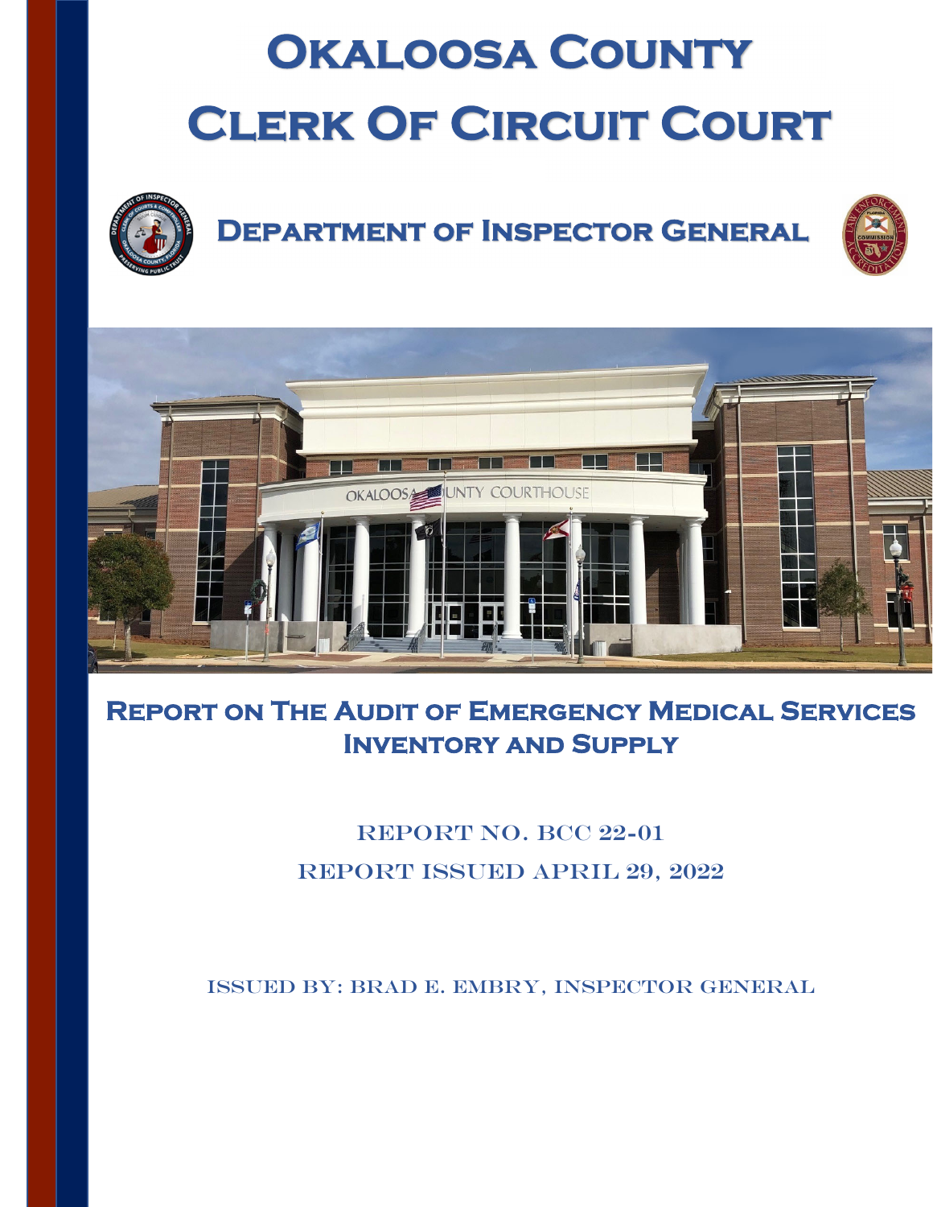# Okaloosa County Clerk Of Circuit Court

## Department of Inspector General

## Report on The Audit of Emergency Medical Services Inventory and Supply

REPORT NO. BCC 22-01

REPORT ISSUED APRIL 29, 2022

ISSUED BY: BRAD E. EMBRY, INSPECTOR GENERAL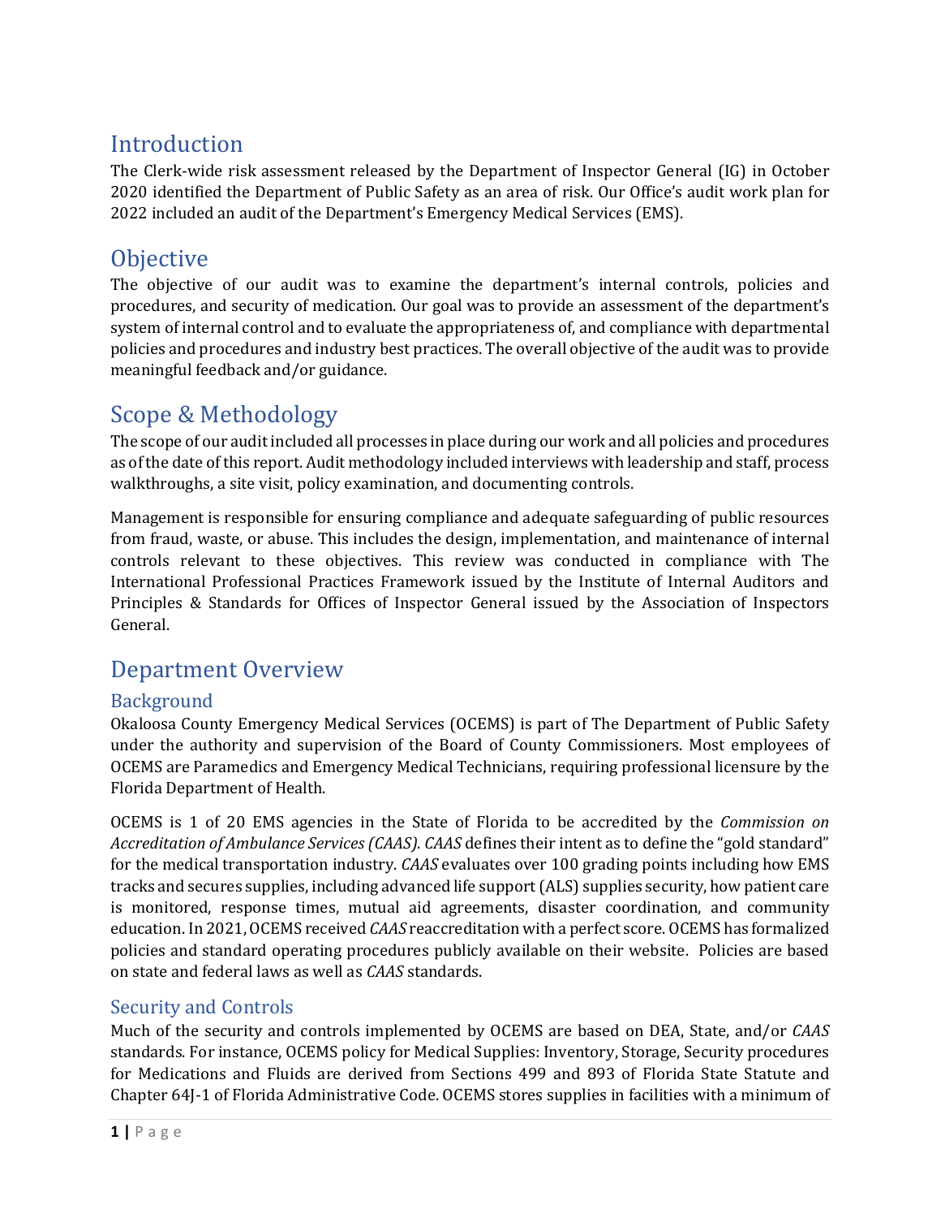## Introduction

The Clerk-wide risk assessment released by the Department of Inspector General (IG) in October 2020 identified the Department of Public Safety as an area of risk. Our Office's audit work plan for 2022 included an audit of the Department's Emergency Medical Services (EMS).

## Objective

The objective of our audit was to examine the department's internal controls, policies and procedures, and security of medication. Our goal was to provide an assessment of the department's system of internal control and to evaluate the appropriateness of, and compliance with departmental policies and procedures and industry best practices. The overall objective of the audit was to provide meaningful feedback and/or guidance.

## Scope & Methodology

The scope of our audit included all processes in place during our work and all policies and procedures as of the date of this report. Audit methodology included interviews with leadership and staff, process walkthroughs, a site visit, policy examination, and documenting controls.

Management is responsible for ensuring compliance and adequate safeguarding of public resources from fraud, waste, or abuse. This includes the design, implementation, and maintenance of internal controls relevant to these objectives. This review was conducted in compliance with The International Professional Practices Framework issued by the Institute of Internal Auditors and Principles & Standards for Offices of Inspector General issued by the Association of Inspectors General.

## Department Overview

### Background

Okaloosa County Emergency Medical Services (OCEMS) is part of The Department of Public Safety under the authority and supervision of the Board of County Commissioners. Most employees of OCEMS are Paramedics and Emergency Medical Technicians, requiring professional licensure by the Florida Department of Health.

OCEMS is 1 of 20 EMS agencies in the State of Florida to be accredited by the *Commission on Accreditation of Ambulance Services (CAAS)*. *CAAS* defines their intent as to define the "gold standard" for the medical transportation industry. *CAAS* evaluates over 100 grading points including how EMS tracks and secures supplies, including advanced life support (ALS) supplies security, how patient care is monitored, response times, mutual aid agreements, disaster coordination, and community education. In 2021, OCEMS received *CAAS* reaccreditation with a perfect score. OCEMS has formalized policies and standard operating procedures publicly available on their website. Policies are based on state and federal laws as well as *CAAS* standards.

### Security and Controls

Much of the security and controls implemented by OCEMS are based on DEA, State, and/or *CAAS* standards. For instance, OCEMS policy for Medical Supplies: Inventory, Storage, Security procedures for Medications and Fluids are derived from Sections 499 and 893 of Florida State Statute and Chapter 64J-1 of Florida Administrative Code. OCEMS stores supplies in facilities with a minimum of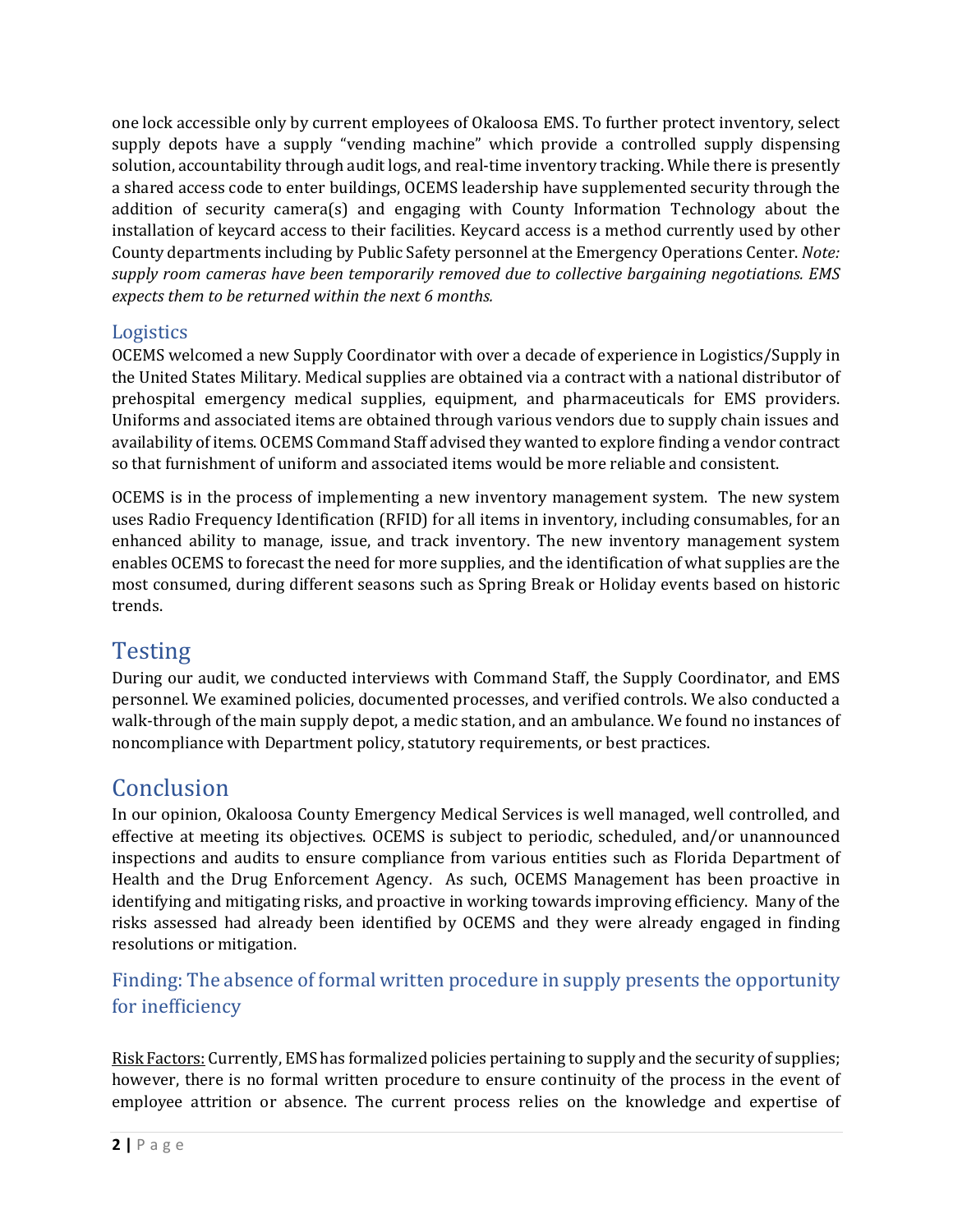one lock accessible only by current employees of Okaloosa EMS. To further protect inventory, select supply depots have a supply "vending machine" which provide a controlled supply dispensing solution, accountability through audit logs, and real-time inventory tracking. While there is presently a shared access code to enter buildings, OCEMS leadership have supplemented security through the addition of security camera(s) and engaging with County Information Technology about the installation of keycard access to their facilities. Keycard access is a method currently used by other County departments including by Public Safety personnel at the Emergency Operations Center. *Note: supply room cameras have been temporarily removed due to collective bargaining negotiations. EMS expects them to be returned within the next 6 months.*

### Logistics

OCEMS welcomed a new Supply Coordinator with over a decade of experience in Logistics/Supply in the United States Military. Medical supplies are obtained via a contract with a national distributor of prehospital emergency medical supplies, equipment, and pharmaceuticals for EMS providers. Uniforms and associated items are obtained through various vendors due to supply chain issues and availability of items. OCEMS Command Staff advised they wanted to explore finding a vendor contract so that furnishment of uniform and associated items would be more reliable and consistent.

OCEMS is in the process of implementing a new inventory management system. The new system uses Radio Frequency Identification (RFID) for all items in inventory, including consumables, for an enhanced ability to manage, issue, and track inventory. The new inventory management system enables OCEMS to forecast the need for more supplies, and the identification of what supplies are the most consumed, during different seasons such as Spring Break or Holiday events based on historic trends.

## Testing

During our audit, we conducted interviews with Command Staff, the Supply Coordinator, and EMS personnel. We examined policies, documented processes, and verified controls. We also conducted a walk-through of the main supply depot, a medic station, and an ambulance. We found no instances of noncompliance with Department policy, statutory requirements, or best practices.

## Conclusion

In our opinion, Okaloosa County Emergency Medical Services is well managed, well controlled, and effective at meeting its objectives. OCEMS is subject to periodic, scheduled, and/or unannounced inspections and audits to ensure compliance from various entities such as Florida Department of Health and the Drug Enforcement Agency. As such, OCEMS Management has been proactive in identifying and mitigating risks, and proactive in working towards improving efficiency. Many of the risks assessed had already been identified by OCEMS and they were already engaged in finding resolutions or mitigation.

### Finding: The absence of formal written procedure in supply presents the opportunity for inefficiency

Risk Factors: Currently, EMS has formalized policies pertaining to supply and the security of supplies; however, there is no formal written procedure to ensure continuity of the process in the event of employee attrition or absence. The current process relies on the knowledge and expertise of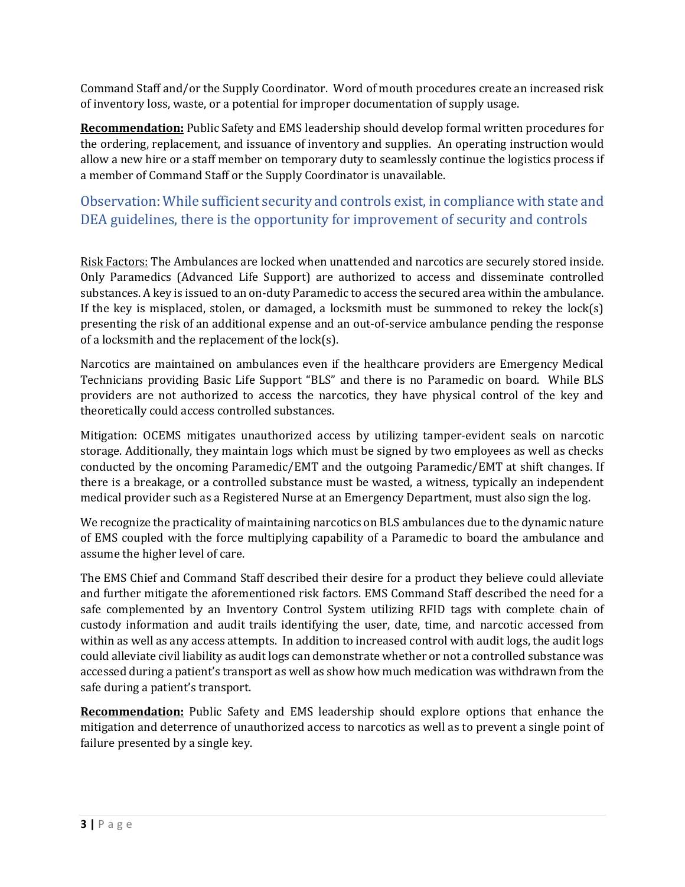Command Staff and/or the Supply Coordinator. Word of mouth procedures create an increased risk of inventory loss, waste, or a potential for improper documentation of supply usage.

**Recommendation:** Public Safety and EMS leadership should develop formal written procedures for the ordering, replacement, and issuance of inventory and supplies. An operating instruction would allow a new hire or a staff member on temporary duty to seamlessly continue the logistics process if a member of Command Staff or the Supply Coordinator is unavailable.

## Observation: While sufficient security and controls exist, in compliance with state and DEA guidelines, there is the opportunity for improvement of security and controls

Risk Factors: The Ambulances are locked when unattended and narcotics are securely stored inside. Only Paramedics (Advanced Life Support) are authorized to access and disseminate controlled substances. A key is issued to an on-duty Paramedic to access the secured area within the ambulance. If the key is misplaced, stolen, or damaged, a locksmith must be summoned to rekey the lock(s) presenting the risk of an additional expense and an out-of-service ambulance pending the response of a locksmith and the replacement of the lock(s).

Narcotics are maintained on ambulances even if the healthcare providers are Emergency Medical Technicians providing Basic Life Support "BLS" and there is no Paramedic on board. While BLS providers are not authorized to access the narcotics, they have physical control of the key and theoretically could access controlled substances.

Mitigation: OCEMS mitigates unauthorized access by utilizing tamper-evident seals on narcotic storage. Additionally, they maintain logs which must be signed by two employees as well as checks conducted by the oncoming Paramedic/EMT and the outgoing Paramedic/EMT at shift changes. If there is a breakage, or a controlled substance must be wasted, a witness, typically an independent medical provider such as a Registered Nurse at an Emergency Department, must also sign the log.

We recognize the practicality of maintaining narcotics on BLS ambulances due to the dynamic nature of EMS coupled with the force multiplying capability of a Paramedic to board the ambulance and assume the higher level of care.

The EMS Chief and Command Staff described their desire for a product they believe could alleviate and further mitigate the aforementioned risk factors. EMS Command Staff described the need for a safe complemented by an Inventory Control System utilizing RFID tags with complete chain of custody information and audit trails identifying the user, date, time, and narcotic accessed from within as well as any access attempts. In addition to increased control with audit logs, the audit logs could alleviate civil liability as audit logs can demonstrate whether or not a controlled substance was accessed during a patient's transport as well as show how much medication was withdrawn from the safe during a patient's transport.

**Recommendation:** Public Safety and EMS leadership should explore options that enhance the mitigation and deterrence of unauthorized access to narcotics as well as to prevent a single point of failure presented by a single key.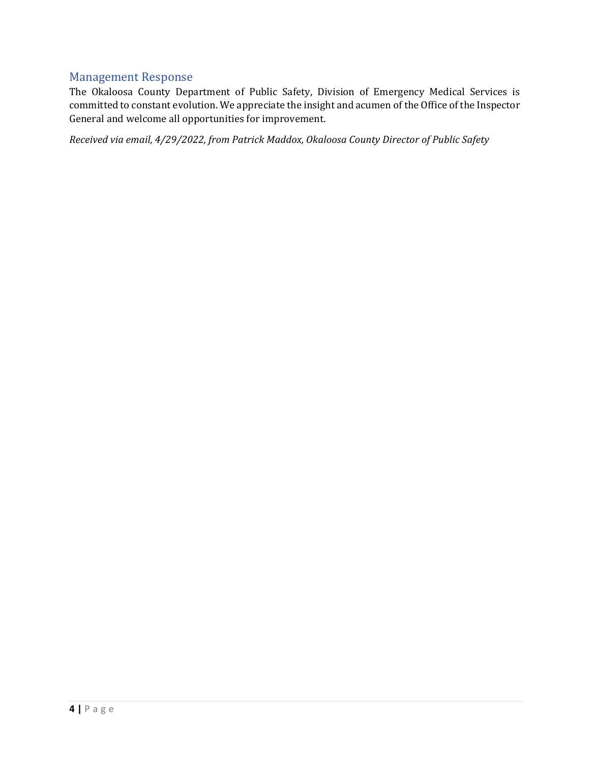## Management Response

The Okaloosa County Department of Public Safety, Division of Emergency Medical Services is committed to constant evolution. We appreciate the insight and acumen of the Office of the Inspector General and welcome all opportunities for improvement.

*Received via email, 4/29/2022, from Patrick Maddox, Okaloosa County Director of Public Safety*